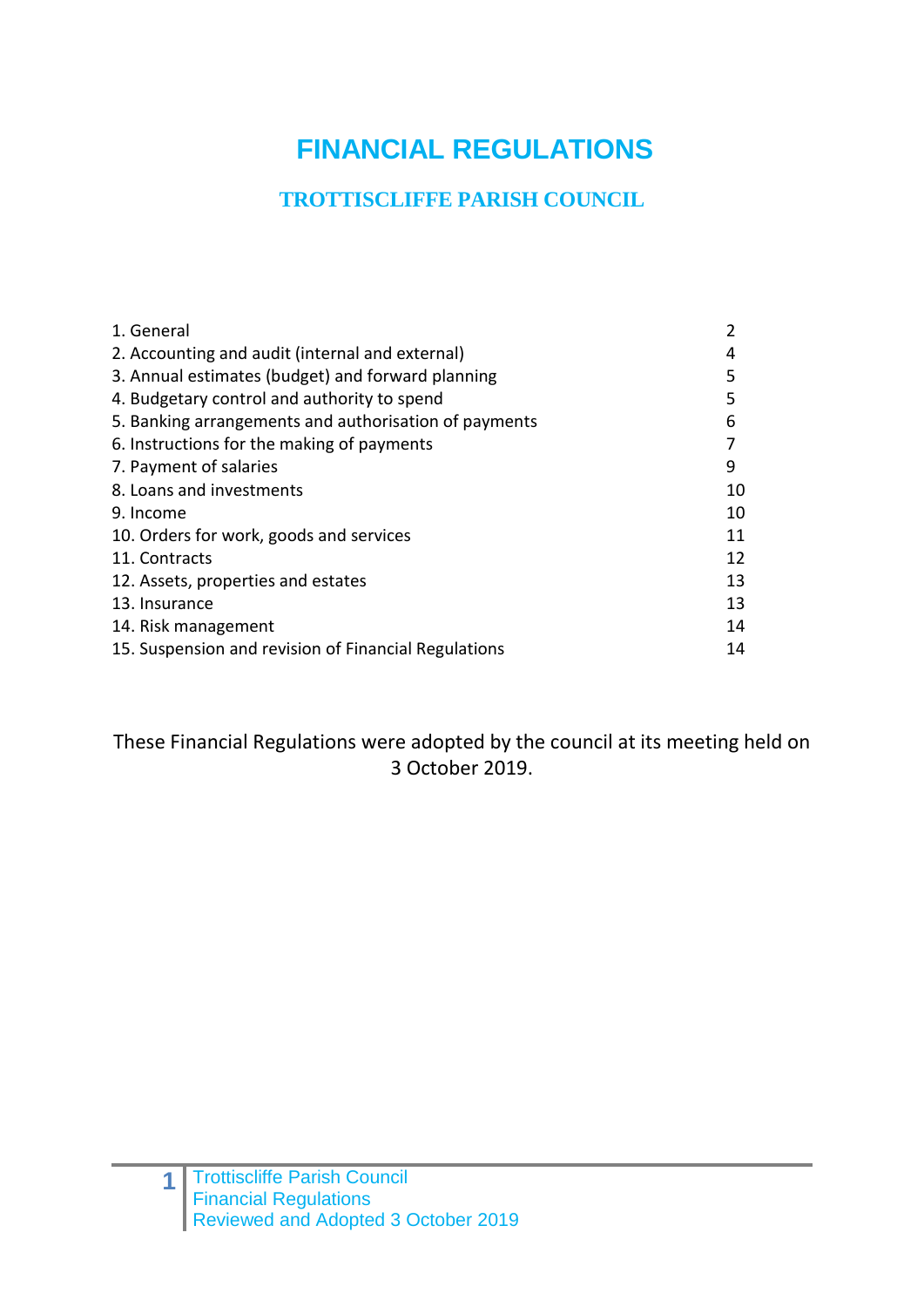# FINANCIAL REGULATIONS

## TROTTISCLIFFE PARISH COUNCIL

| | |
|---|---|
| 1. General | 2 |
| 2. Accounting and audit (internal and external) | 4 |
| 3. Annual estimates (budget) and forward planning | 5 |
| 4. Budgetary control and authority to spend | 5 |
| 5. Banking arrangements and authorisation of payments | 6 |
| 6. Instructions for the making of payments | 7 |
| 7. Payment of salaries | 9 |
| 8. Loans and investments | 10 |
| 9. Income | 10 |
| 10. Orders for work, goods and services | 11 |
| 11. Contracts | 12 |
| 12. Assets, properties and estates | 13 |
| 13. Insurance | 13 |
| 14. Risk management | 14 |
| 15. Suspension and revision of Financial Regulations | 14 |

These Financial Regulations were adopted by the council at its meeting held on 3 October 2019.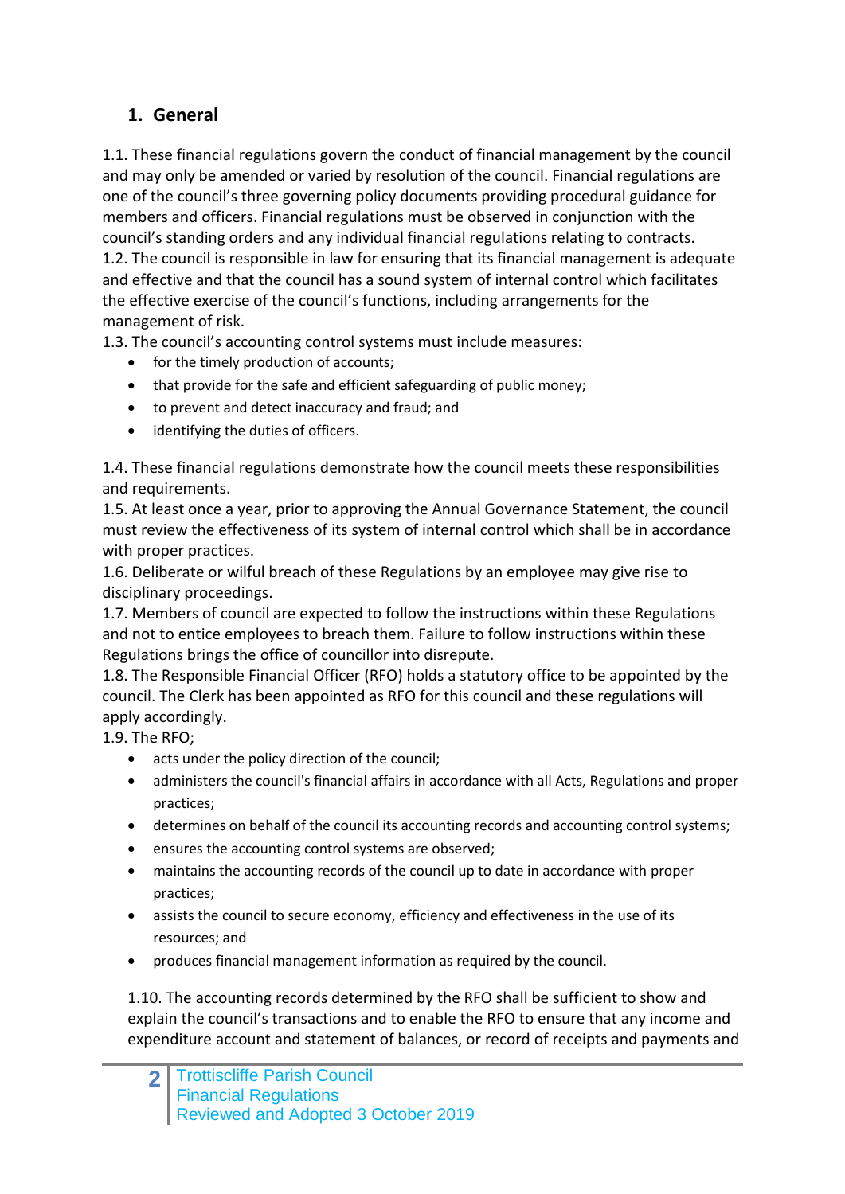## 1. General

1.1. These financial regulations govern the conduct of financial management by the council and may only be amended or varied by resolution of the council. Financial regulations are one of the council's three governing policy documents providing procedural guidance for members and officers. Financial regulations must be observed in conjunction with the council's standing orders and any individual financial regulations relating to contracts.

1.2. The council is responsible in law for ensuring that its financial management is adequate and effective and that the council has a sound system of internal control which facilitates the effective exercise of the council's functions, including arrangements for the management of risk.

1.3. The council's accounting control systems must include measures:

- for the timely production of accounts;
- that provide for the safe and efficient safeguarding of public money;
- to prevent and detect inaccuracy and fraud; and
- identifying the duties of officers.

1.4. These financial regulations demonstrate how the council meets these responsibilities and requirements.

1.5. At least once a year, prior to approving the Annual Governance Statement, the council must review the effectiveness of its system of internal control which shall be in accordance with proper practices.

1.6. Deliberate or wilful breach of these Regulations by an employee may give rise to disciplinary proceedings.

1.7. Members of council are expected to follow the instructions within these Regulations and not to entice employees to breach them. Failure to follow instructions within these Regulations brings the office of councillor into disrepute.

1.8. The Responsible Financial Officer (RFO) holds a statutory office to be appointed by the council. The Clerk has been appointed as RFO for this council and these regulations will apply accordingly.

1.9. The RFO;

- acts under the policy direction of the council;
- administers the council's financial affairs in accordance with all Acts, Regulations and proper practices;
- determines on behalf of the council its accounting records and accounting control systems;
- ensures the accounting control systems are observed;
- maintains the accounting records of the council up to date in accordance with proper practices;
- assists the council to secure economy, efficiency and effectiveness in the use of its resources; and
- produces financial management information as required by the council.

1.10. The accounting records determined by the RFO shall be sufficient to show and explain the council's transactions and to enable the RFO to ensure that any income and expenditure account and statement of balances, or record of receipts and payments and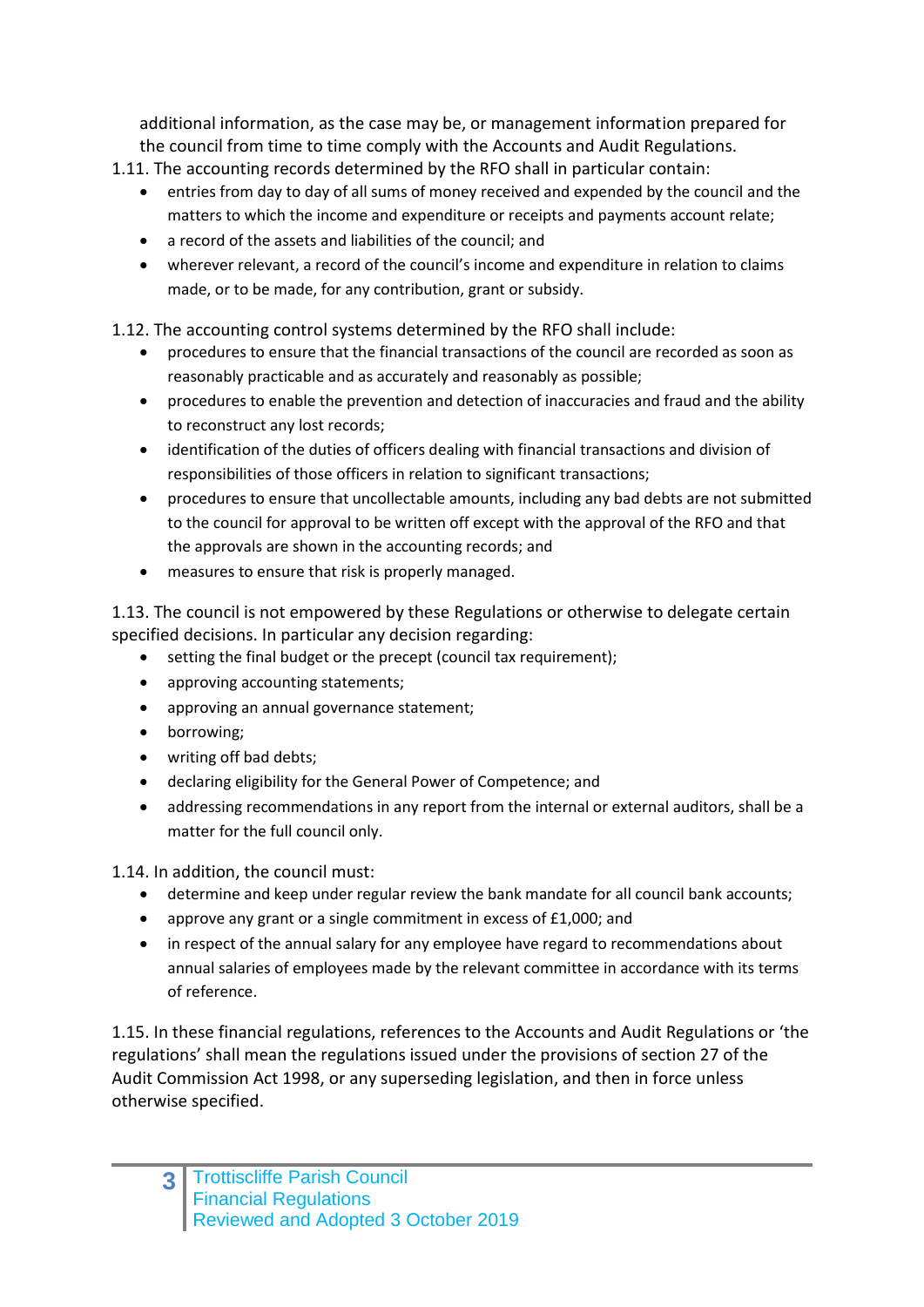additional information, as the case may be, or management information prepared for the council from time to time comply with the Accounts and Audit Regulations.

1.11. The accounting records determined by the RFO shall in particular contain:

- entries from day to day of all sums of money received and expended by the council and the matters to which the income and expenditure or receipts and payments account relate;
- a record of the assets and liabilities of the council; and
- wherever relevant, a record of the council's income and expenditure in relation to claims made, or to be made, for any contribution, grant or subsidy.

1.12. The accounting control systems determined by the RFO shall include:

- procedures to ensure that the financial transactions of the council are recorded as soon as reasonably practicable and as accurately and reasonably as possible;
- procedures to enable the prevention and detection of inaccuracies and fraud and the ability to reconstruct any lost records;
- identification of the duties of officers dealing with financial transactions and division of responsibilities of those officers in relation to significant transactions;
- procedures to ensure that uncollectable amounts, including any bad debts are not submitted to the council for approval to be written off except with the approval of the RFO and that the approvals are shown in the accounting records; and
- measures to ensure that risk is properly managed.

1.13. The council is not empowered by these Regulations or otherwise to delegate certain specified decisions. In particular any decision regarding:

- setting the final budget or the precept (council tax requirement);
- approving accounting statements;
- approving an annual governance statement;
- borrowing;
- writing off bad debts;
- declaring eligibility for the General Power of Competence; and
- addressing recommendations in any report from the internal or external auditors, shall be a matter for the full council only.

1.14. In addition, the council must:

- determine and keep under regular review the bank mandate for all council bank accounts;
- approve any grant or a single commitment in excess of £1,000; and
- in respect of the annual salary for any employee have regard to recommendations about annual salaries of employees made by the relevant committee in accordance with its terms of reference.

1.15. In these financial regulations, references to the Accounts and Audit Regulations or 'the regulations' shall mean the regulations issued under the provisions of section 27 of the Audit Commission Act 1998, or any superseding legislation, and then in force unless otherwise specified.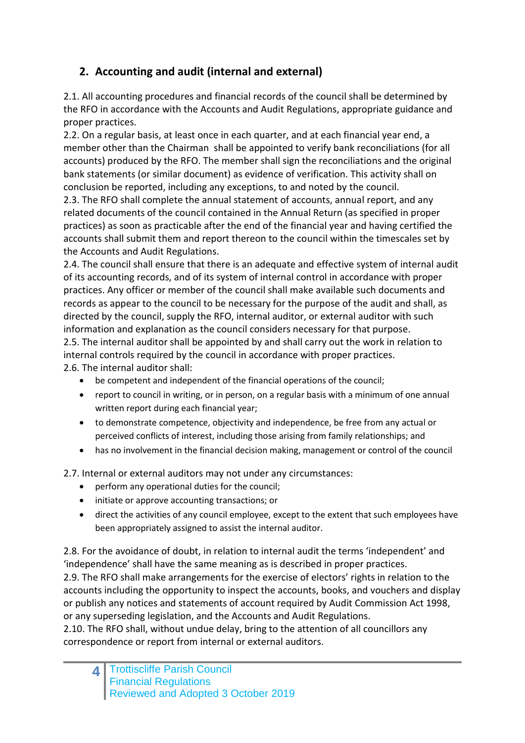## 2. Accounting and audit (internal and external)

2.1. All accounting procedures and financial records of the council shall be determined by the RFO in accordance with the Accounts and Audit Regulations, appropriate guidance and proper practices.

2.2. On a regular basis, at least once in each quarter, and at each financial year end, a member other than the Chairman shall be appointed to verify bank reconciliations (for all accounts) produced by the RFO. The member shall sign the reconciliations and the original bank statements (or similar document) as evidence of verification. This activity shall on conclusion be reported, including any exceptions, to and noted by the council.

2.3. The RFO shall complete the annual statement of accounts, annual report, and any related documents of the council contained in the Annual Return (as specified in proper practices) as soon as practicable after the end of the financial year and having certified the accounts shall submit them and report thereon to the council within the timescales set by the Accounts and Audit Regulations.

2.4. The council shall ensure that there is an adequate and effective system of internal audit of its accounting records, and of its system of internal control in accordance with proper practices. Any officer or member of the council shall make available such documents and records as appear to the council to be necessary for the purpose of the audit and shall, as directed by the council, supply the RFO, internal auditor, or external auditor with such information and explanation as the council considers necessary for that purpose.

2.5. The internal auditor shall be appointed by and shall carry out the work in relation to internal controls required by the council in accordance with proper practices.

2.6. The internal auditor shall:

- be competent and independent of the financial operations of the council;
- report to council in writing, or in person, on a regular basis with a minimum of one annual written report during each financial year;
- to demonstrate competence, objectivity and independence, be free from any actual or perceived conflicts of interest, including those arising from family relationships; and
- has no involvement in the financial decision making, management or control of the council

2.7. Internal or external auditors may not under any circumstances:

- perform any operational duties for the council;
- initiate or approve accounting transactions; or
- direct the activities of any council employee, except to the extent that such employees have been appropriately assigned to assist the internal auditor.

2.8. For the avoidance of doubt, in relation to internal audit the terms 'independent' and 'independence' shall have the same meaning as is described in proper practices.

2.9. The RFO shall make arrangements for the exercise of electors' rights in relation to the accounts including the opportunity to inspect the accounts, books, and vouchers and display or publish any notices and statements of account required by Audit Commission Act 1998, or any superseding legislation, and the Accounts and Audit Regulations.

2.10. The RFO shall, without undue delay, bring to the attention of all councillors any correspondence or report from internal or external auditors.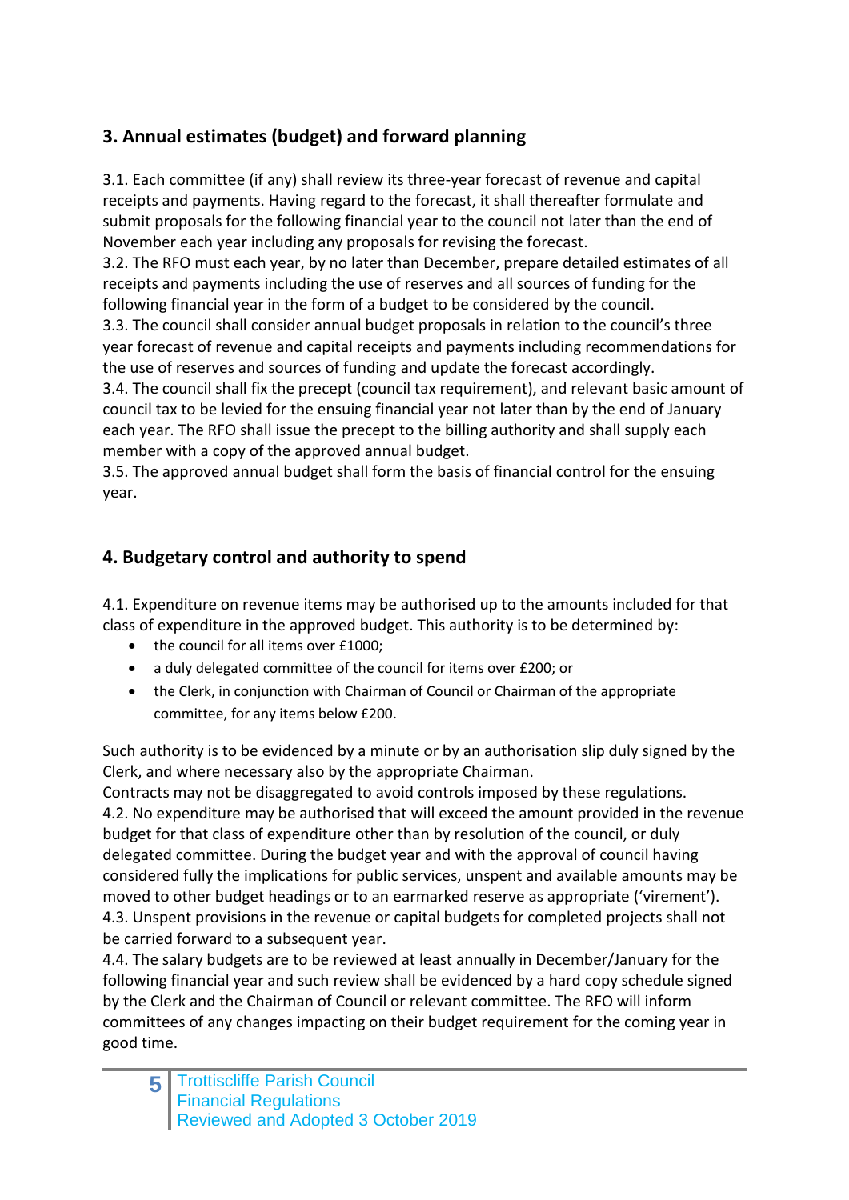## 3. Annual estimates (budget) and forward planning

3.1. Each committee (if any) shall review its three-year forecast of revenue and capital receipts and payments. Having regard to the forecast, it shall thereafter formulate and submit proposals for the following financial year to the council not later than the end of November each year including any proposals for revising the forecast.
3.2. The RFO must each year, by no later than December, prepare detailed estimates of all receipts and payments including the use of reserves and all sources of funding for the following financial year in the form of a budget to be considered by the council.
3.3. The council shall consider annual budget proposals in relation to the council's three year forecast of revenue and capital receipts and payments including recommendations for the use of reserves and sources of funding and update the forecast accordingly.
3.4. The council shall fix the precept (council tax requirement), and relevant basic amount of council tax to be levied for the ensuing financial year not later than by the end of January each year. The RFO shall issue the precept to the billing authority and shall supply each member with a copy of the approved annual budget.
3.5. The approved annual budget shall form the basis of financial control for the ensuing year.

## 4. Budgetary control and authority to spend

4.1. Expenditure on revenue items may be authorised up to the amounts included for that class of expenditure in the approved budget. This authority is to be determined by:

- the council for all items over £1000;
- a duly delegated committee of the council for items over £200; or
- the Clerk, in conjunction with Chairman of Council or Chairman of the appropriate committee, for any items below £200.

Such authority is to be evidenced by a minute or by an authorisation slip duly signed by the Clerk, and where necessary also by the appropriate Chairman.
Contracts may not be disaggregated to avoid controls imposed by these regulations.
4.2. No expenditure may be authorised that will exceed the amount provided in the revenue budget for that class of expenditure other than by resolution of the council, or duly delegated committee. During the budget year and with the approval of council having considered fully the implications for public services, unspent and available amounts may be moved to other budget headings or to an earmarked reserve as appropriate ('virement').
4.3. Unspent provisions in the revenue or capital budgets for completed projects shall not be carried forward to a subsequent year.
4.4. The salary budgets are to be reviewed at least annually in December/January for the following financial year and such review shall be evidenced by a hard copy schedule signed by the Clerk and the Chairman of Council or relevant committee. The RFO will inform committees of any changes impacting on their budget requirement for the coming year in good time.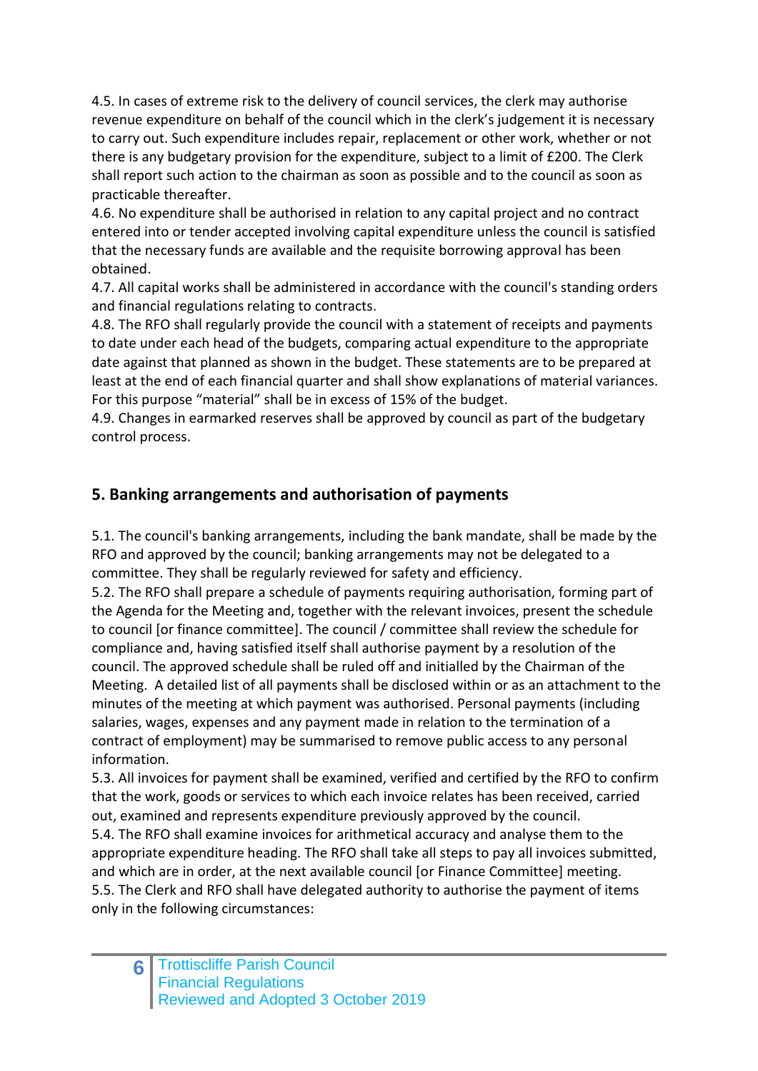4.5. In cases of extreme risk to the delivery of council services, the clerk may authorise revenue expenditure on behalf of the council which in the clerk's judgement it is necessary to carry out. Such expenditure includes repair, replacement or other work, whether or not there is any budgetary provision for the expenditure, subject to a limit of £200. The Clerk shall report such action to the chairman as soon as possible and to the council as soon as practicable thereafter.

4.6. No expenditure shall be authorised in relation to any capital project and no contract entered into or tender accepted involving capital expenditure unless the council is satisfied that the necessary funds are available and the requisite borrowing approval has been obtained.

4.7. All capital works shall be administered in accordance with the council's standing orders and financial regulations relating to contracts.

4.8. The RFO shall regularly provide the council with a statement of receipts and payments to date under each head of the budgets, comparing actual expenditure to the appropriate date against that planned as shown in the budget. These statements are to be prepared at least at the end of each financial quarter and shall show explanations of material variances. For this purpose "material" shall be in excess of 15% of the budget.

4.9. Changes in earmarked reserves shall be approved by council as part of the budgetary control process.

## 5. Banking arrangements and authorisation of payments

5.1. The council's banking arrangements, including the bank mandate, shall be made by the RFO and approved by the council; banking arrangements may not be delegated to a committee. They shall be regularly reviewed for safety and efficiency.

5.2. The RFO shall prepare a schedule of payments requiring authorisation, forming part of the Agenda for the Meeting and, together with the relevant invoices, present the schedule to council [or finance committee]. The council / committee shall review the schedule for compliance and, having satisfied itself shall authorise payment by a resolution of the council. The approved schedule shall be ruled off and initialled by the Chairman of the Meeting. A detailed list of all payments shall be disclosed within or as an attachment to the minutes of the meeting at which payment was authorised. Personal payments (including salaries, wages, expenses and any payment made in relation to the termination of a contract of employment) may be summarised to remove public access to any personal information.

5.3. All invoices for payment shall be examined, verified and certified by the RFO to confirm that the work, goods or services to which each invoice relates has been received, carried out, examined and represents expenditure previously approved by the council.

5.4. The RFO shall examine invoices for arithmetical accuracy and analyse them to the appropriate expenditure heading. The RFO shall take all steps to pay all invoices submitted, and which are in order, at the next available council [or Finance Committee] meeting.

5.5. The Clerk and RFO shall have delegated authority to authorise the payment of items only in the following circumstances: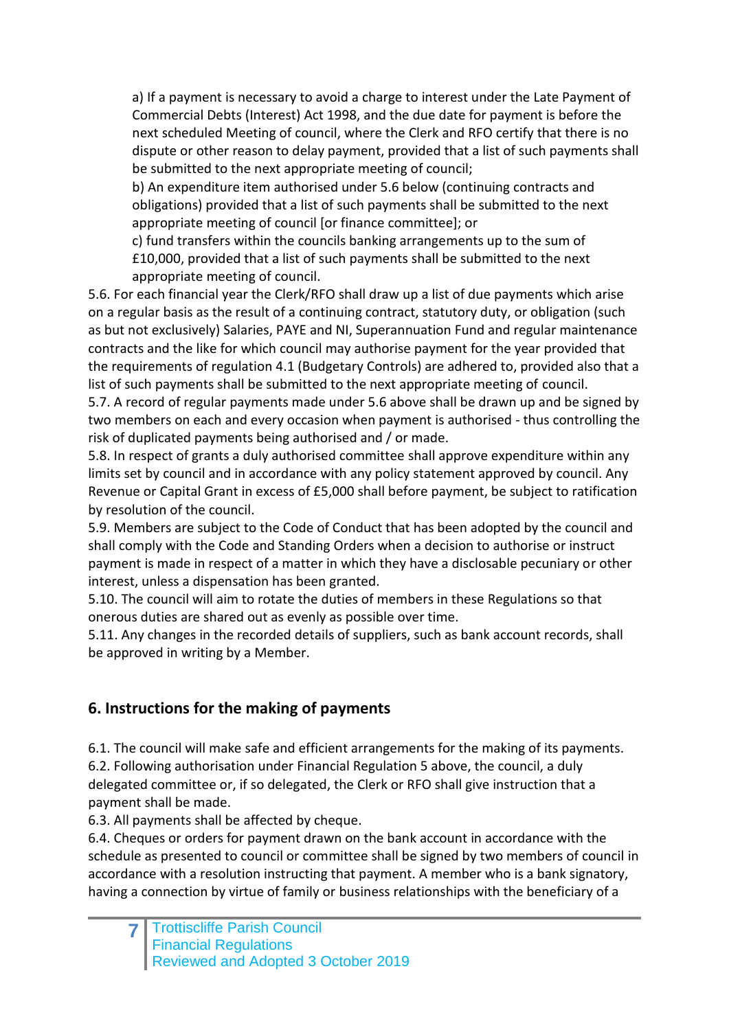a) If a payment is necessary to avoid a charge to interest under the Late Payment of Commercial Debts (Interest) Act 1998, and the due date for payment is before the next scheduled Meeting of council, where the Clerk and RFO certify that there is no dispute or other reason to delay payment, provided that a list of such payments shall be submitted to the next appropriate meeting of council;

b) An expenditure item authorised under 5.6 below (continuing contracts and obligations) provided that a list of such payments shall be submitted to the next appropriate meeting of council [or finance committee]; or

c) fund transfers within the councils banking arrangements up to the sum of £10,000, provided that a list of such payments shall be submitted to the next appropriate meeting of council.

5.6. For each financial year the Clerk/RFO shall draw up a list of due payments which arise on a regular basis as the result of a continuing contract, statutory duty, or obligation (such as but not exclusively) Salaries, PAYE and NI, Superannuation Fund and regular maintenance contracts and the like for which council may authorise payment for the year provided that the requirements of regulation 4.1 (Budgetary Controls) are adhered to, provided also that a list of such payments shall be submitted to the next appropriate meeting of council.

5.7. A record of regular payments made under 5.6 above shall be drawn up and be signed by two members on each and every occasion when payment is authorised - thus controlling the risk of duplicated payments being authorised and / or made.

5.8. In respect of grants a duly authorised committee shall approve expenditure within any limits set by council and in accordance with any policy statement approved by council. Any Revenue or Capital Grant in excess of £5,000 shall before payment, be subject to ratification by resolution of the council.

5.9. Members are subject to the Code of Conduct that has been adopted by the council and shall comply with the Code and Standing Orders when a decision to authorise or instruct payment is made in respect of a matter in which they have a disclosable pecuniary or other interest, unless a dispensation has been granted.

5.10. The council will aim to rotate the duties of members in these Regulations so that onerous duties are shared out as evenly as possible over time.

5.11. Any changes in the recorded details of suppliers, such as bank account records, shall be approved in writing by a Member.

## 6. Instructions for the making of payments

6.1. The council will make safe and efficient arrangements for the making of its payments.

6.2. Following authorisation under Financial Regulation 5 above, the council, a duly delegated committee or, if so delegated, the Clerk or RFO shall give instruction that a payment shall be made.

6.3. All payments shall be affected by cheque.

6.4. Cheques or orders for payment drawn on the bank account in accordance with the schedule as presented to council or committee shall be signed by two members of council in accordance with a resolution instructing that payment. A member who is a bank signatory, having a connection by virtue of family or business relationships with the beneficiary of a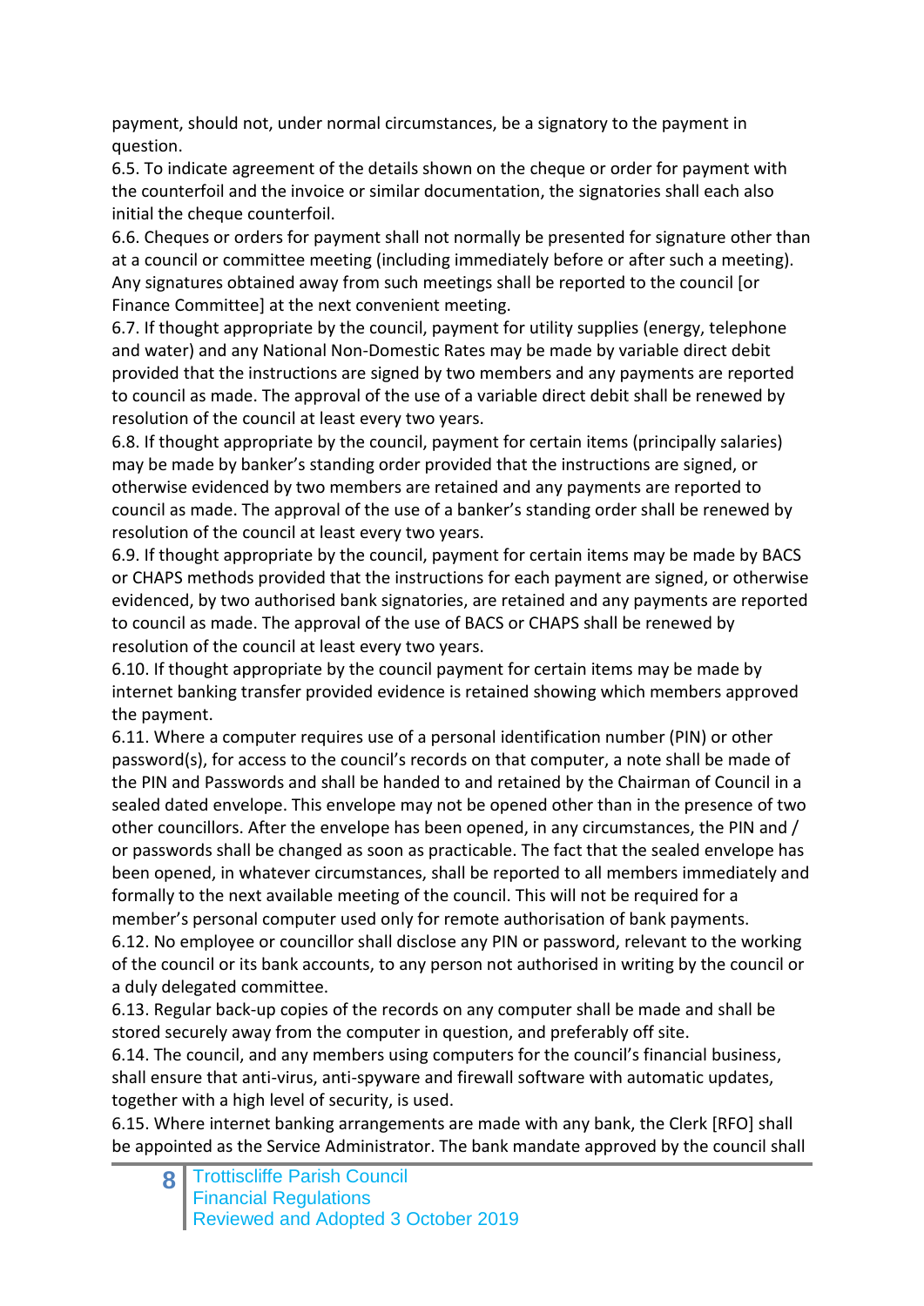payment, should not, under normal circumstances, be a signatory to the payment in question.

6.5. To indicate agreement of the details shown on the cheque or order for payment with the counterfoil and the invoice or similar documentation, the signatories shall each also initial the cheque counterfoil.

6.6. Cheques or orders for payment shall not normally be presented for signature other than at a council or committee meeting (including immediately before or after such a meeting). Any signatures obtained away from such meetings shall be reported to the council [or Finance Committee] at the next convenient meeting.

6.7. If thought appropriate by the council, payment for utility supplies (energy, telephone and water) and any National Non-Domestic Rates may be made by variable direct debit provided that the instructions are signed by two members and any payments are reported to council as made. The approval of the use of a variable direct debit shall be renewed by resolution of the council at least every two years.

6.8. If thought appropriate by the council, payment for certain items (principally salaries) may be made by banker's standing order provided that the instructions are signed, or otherwise evidenced by two members are retained and any payments are reported to council as made. The approval of the use of a banker's standing order shall be renewed by resolution of the council at least every two years.

6.9. If thought appropriate by the council, payment for certain items may be made by BACS or CHAPS methods provided that the instructions for each payment are signed, or otherwise evidenced, by two authorised bank signatories, are retained and any payments are reported to council as made. The approval of the use of BACS or CHAPS shall be renewed by resolution of the council at least every two years.

6.10. If thought appropriate by the council payment for certain items may be made by internet banking transfer provided evidence is retained showing which members approved the payment.

6.11. Where a computer requires use of a personal identification number (PIN) or other password(s), for access to the council's records on that computer, a note shall be made of the PIN and Passwords and shall be handed to and retained by the Chairman of Council in a sealed dated envelope. This envelope may not be opened other than in the presence of two other councillors. After the envelope has been opened, in any circumstances, the PIN and / or passwords shall be changed as soon as practicable. The fact that the sealed envelope has been opened, in whatever circumstances, shall be reported to all members immediately and formally to the next available meeting of the council. This will not be required for a member's personal computer used only for remote authorisation of bank payments.

6.12. No employee or councillor shall disclose any PIN or password, relevant to the working of the council or its bank accounts, to any person not authorised in writing by the council or a duly delegated committee.

6.13. Regular back-up copies of the records on any computer shall be made and shall be stored securely away from the computer in question, and preferably off site.

6.14. The council, and any members using computers for the council's financial business, shall ensure that anti-virus, anti-spyware and firewall software with automatic updates, together with a high level of security, is used.

6.15. Where internet banking arrangements are made with any bank, the Clerk [RFO] shall be appointed as the Service Administrator. The bank mandate approved by the council shall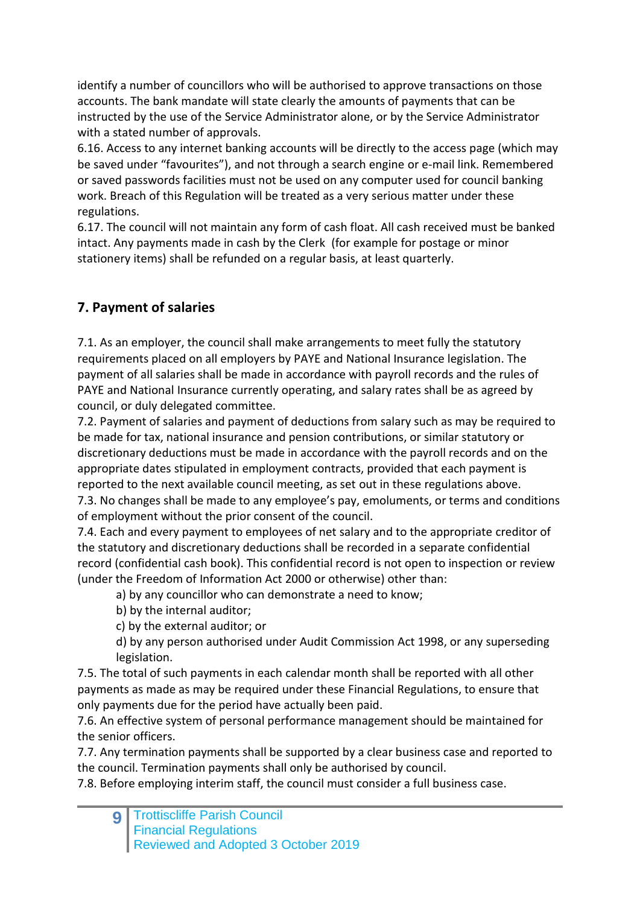identify a number of councillors who will be authorised to approve transactions on those accounts. The bank mandate will state clearly the amounts of payments that can be instructed by the use of the Service Administrator alone, or by the Service Administrator with a stated number of approvals.

6.16. Access to any internet banking accounts will be directly to the access page (which may be saved under "favourites"), and not through a search engine or e-mail link. Remembered or saved passwords facilities must not be used on any computer used for council banking work. Breach of this Regulation will be treated as a very serious matter under these regulations.

6.17. The council will not maintain any form of cash float. All cash received must be banked intact. Any payments made in cash by the Clerk (for example for postage or minor stationery items) shall be refunded on a regular basis, at least quarterly.

## 7. Payment of salaries

7.1. As an employer, the council shall make arrangements to meet fully the statutory requirements placed on all employers by PAYE and National Insurance legislation. The payment of all salaries shall be made in accordance with payroll records and the rules of PAYE and National Insurance currently operating, and salary rates shall be as agreed by council, or duly delegated committee.

7.2. Payment of salaries and payment of deductions from salary such as may be required to be made for tax, national insurance and pension contributions, or similar statutory or discretionary deductions must be made in accordance with the payroll records and on the appropriate dates stipulated in employment contracts, provided that each payment is reported to the next available council meeting, as set out in these regulations above.

7.3. No changes shall be made to any employee's pay, emoluments, or terms and conditions of employment without the prior consent of the council.

7.4. Each and every payment to employees of net salary and to the appropriate creditor of the statutory and discretionary deductions shall be recorded in a separate confidential record (confidential cash book). This confidential record is not open to inspection or review (under the Freedom of Information Act 2000 or otherwise) other than:

- a) by any councillor who can demonstrate a need to know;
- b) by the internal auditor;
- c) by the external auditor; or
- d) by any person authorised under Audit Commission Act 1998, or any superseding legislation.

7.5. The total of such payments in each calendar month shall be reported with all other payments as made as may be required under these Financial Regulations, to ensure that only payments due for the period have actually been paid.

7.6. An effective system of personal performance management should be maintained for the senior officers.

7.7. Any termination payments shall be supported by a clear business case and reported to the council. Termination payments shall only be authorised by council.

7.8. Before employing interim staff, the council must consider a full business case.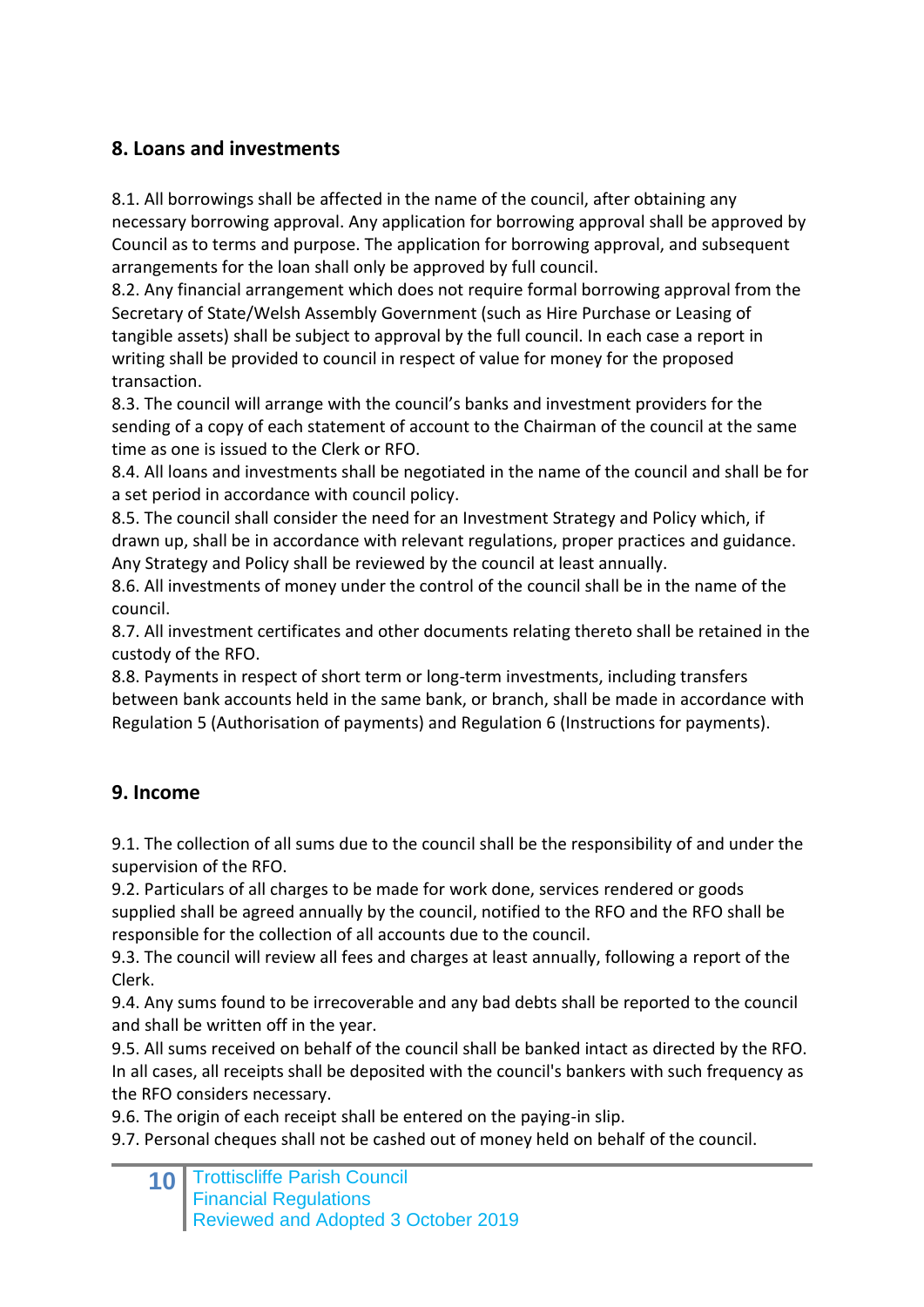## 8. Loans and investments

8.1. All borrowings shall be affected in the name of the council, after obtaining any necessary borrowing approval. Any application for borrowing approval shall be approved by Council as to terms and purpose. The application for borrowing approval, and subsequent arrangements for the loan shall only be approved by full council.
8.2. Any financial arrangement which does not require formal borrowing approval from the Secretary of State/Welsh Assembly Government (such as Hire Purchase or Leasing of tangible assets) shall be subject to approval by the full council. In each case a report in writing shall be provided to council in respect of value for money for the proposed transaction.
8.3. The council will arrange with the council's banks and investment providers for the sending of a copy of each statement of account to the Chairman of the council at the same time as one is issued to the Clerk or RFO.
8.4. All loans and investments shall be negotiated in the name of the council and shall be for a set period in accordance with council policy.
8.5. The council shall consider the need for an Investment Strategy and Policy which, if drawn up, shall be in accordance with relevant regulations, proper practices and guidance. Any Strategy and Policy shall be reviewed by the council at least annually.
8.6. All investments of money under the control of the council shall be in the name of the council.
8.7. All investment certificates and other documents relating thereto shall be retained in the custody of the RFO.
8.8. Payments in respect of short term or long-term investments, including transfers between bank accounts held in the same bank, or branch, shall be made in accordance with Regulation 5 (Authorisation of payments) and Regulation 6 (Instructions for payments).

## 9. Income

9.1. The collection of all sums due to the council shall be the responsibility of and under the supervision of the RFO.
9.2. Particulars of all charges to be made for work done, services rendered or goods supplied shall be agreed annually by the council, notified to the RFO and the RFO shall be responsible for the collection of all accounts due to the council.
9.3. The council will review all fees and charges at least annually, following a report of the Clerk.
9.4. Any sums found to be irrecoverable and any bad debts shall be reported to the council and shall be written off in the year.
9.5. All sums received on behalf of the council shall be banked intact as directed by the RFO. In all cases, all receipts shall be deposited with the council's bankers with such frequency as the RFO considers necessary.
9.6. The origin of each receipt shall be entered on the paying-in slip.
9.7. Personal cheques shall not be cashed out of money held on behalf of the council.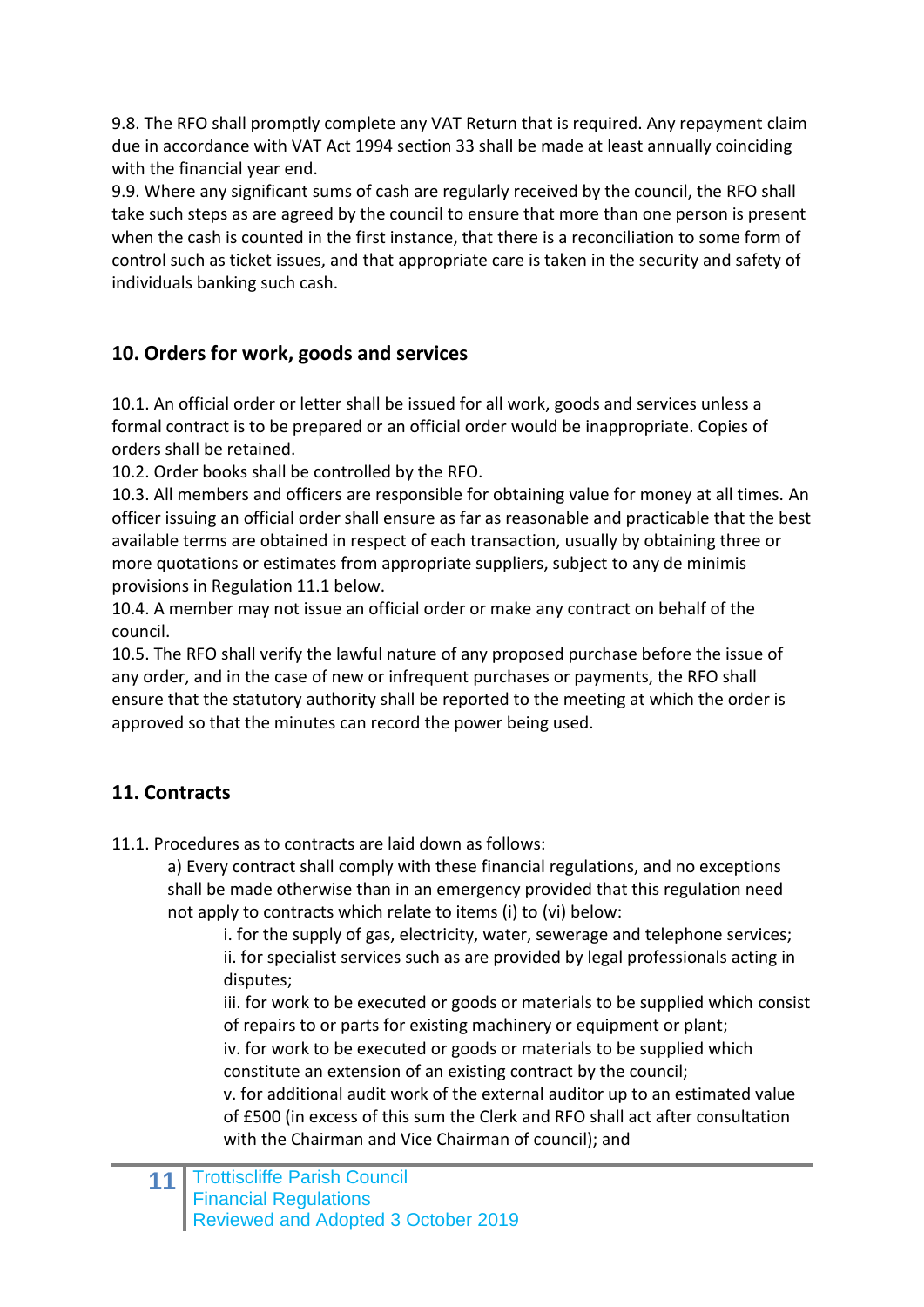9.8. The RFO shall promptly complete any VAT Return that is required. Any repayment claim due in accordance with VAT Act 1994 section 33 shall be made at least annually coinciding with the financial year end.

9.9. Where any significant sums of cash are regularly received by the council, the RFO shall take such steps as are agreed by the council to ensure that more than one person is present when the cash is counted in the first instance, that there is a reconciliation to some form of control such as ticket issues, and that appropriate care is taken in the security and safety of individuals banking such cash.

## 10. Orders for work, goods and services

10.1. An official order or letter shall be issued for all work, goods and services unless a formal contract is to be prepared or an official order would be inappropriate. Copies of orders shall be retained.

10.2. Order books shall be controlled by the RFO.

10.3. All members and officers are responsible for obtaining value for money at all times. An officer issuing an official order shall ensure as far as reasonable and practicable that the best available terms are obtained in respect of each transaction, usually by obtaining three or more quotations or estimates from appropriate suppliers, subject to any de minimis provisions in Regulation 11.1 below.

10.4. A member may not issue an official order or make any contract on behalf of the council.

10.5. The RFO shall verify the lawful nature of any proposed purchase before the issue of any order, and in the case of new or infrequent purchases or payments, the RFO shall ensure that the statutory authority shall be reported to the meeting at which the order is approved so that the minutes can record the power being used.

## 11. Contracts

11.1. Procedures as to contracts are laid down as follows:

> a) Every contract shall comply with these financial regulations, and no exceptions shall be made otherwise than in an emergency provided that this regulation need not apply to contracts which relate to items (i) to (vi) below:
>
> > i. for the supply of gas, electricity, water, sewerage and telephone services;
> > ii. for specialist services such as are provided by legal professionals acting in disputes;
> > iii. for work to be executed or goods or materials to be supplied which consist of repairs to or parts for existing machinery or equipment or plant;
> > iv. for work to be executed or goods or materials to be supplied which constitute an extension of an existing contract by the council;
> > v. for additional audit work of the external auditor up to an estimated value of £500 (in excess of this sum the Clerk and RFO shall act after consultation with the Chairman and Vice Chairman of council); and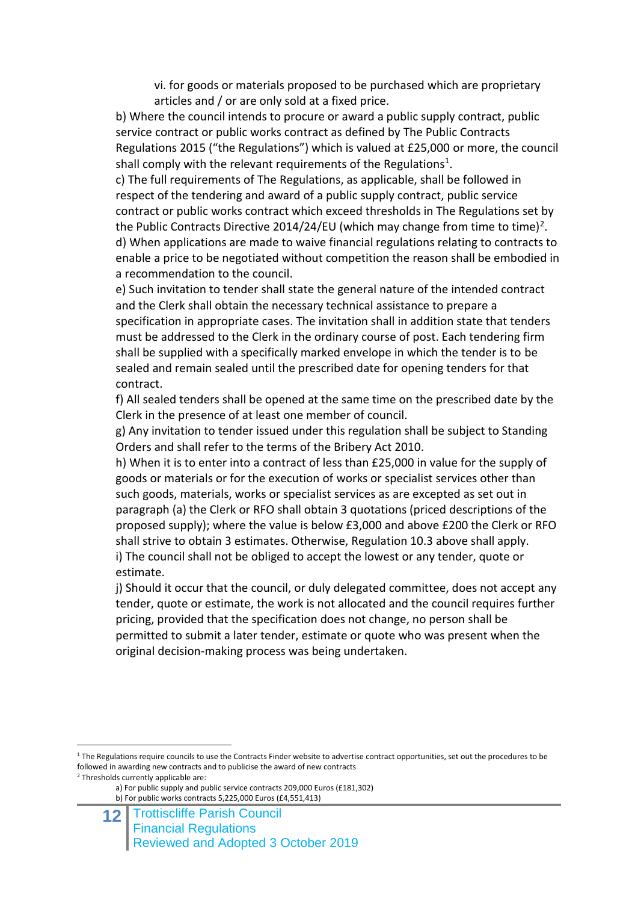vi. for goods or materials proposed to be purchased which are proprietary articles and / or are only sold at a fixed price.

b) Where the council intends to procure or award a public supply contract, public service contract or public works contract as defined by The Public Contracts Regulations 2015 ("the Regulations") which is valued at £25,000 or more, the council shall comply with the relevant requirements of the Regulations[1].

c) The full requirements of The Regulations, as applicable, shall be followed in respect of the tendering and award of a public supply contract, public service contract or public works contract which exceed thresholds in The Regulations set by the Public Contracts Directive 2014/24/EU (which may change from time to time)[2].

d) When applications are made to waive financial regulations relating to contracts to enable a price to be negotiated without competition the reason shall be embodied in a recommendation to the council.

e) Such invitation to tender shall state the general nature of the intended contract and the Clerk shall obtain the necessary technical assistance to prepare a specification in appropriate cases. The invitation shall in addition state that tenders must be addressed to the Clerk in the ordinary course of post. Each tendering firm shall be supplied with a specifically marked envelope in which the tender is to be sealed and remain sealed until the prescribed date for opening tenders for that contract.

f) All sealed tenders shall be opened at the same time on the prescribed date by the Clerk in the presence of at least one member of council.

g) Any invitation to tender issued under this regulation shall be subject to Standing Orders and shall refer to the terms of the Bribery Act 2010.

h) When it is to enter into a contract of less than £25,000 in value for the supply of goods or materials or for the execution of works or specialist services other than such goods, materials, works or specialist services as are excepted as set out in paragraph (a) the Clerk or RFO shall obtain 3 quotations (priced descriptions of the proposed supply); where the value is below £3,000 and above £200 the Clerk or RFO shall strive to obtain 3 estimates. Otherwise, Regulation 10.3 above shall apply.

i) The council shall not be obliged to accept the lowest or any tender, quote or estimate.

j) Should it occur that the council, or duly delegated committee, does not accept any tender, quote or estimate, the work is not allocated and the council requires further pricing, provided that the specification does not change, no person shall be permitted to submit a later tender, estimate or quote who was present when the original decision-making process was being undertaken.

---

[1] The Regulations require councils to use the Contracts Finder website to advertise contract opportunities, set out the procedures to be followed in awarding new contracts and to publicise the award of new contracts

[2] Thresholds currently applicable are:

a) For public supply and public service contracts 209,000 Euros (£181,302)

b) For public works contracts 5,225,000 Euros (£4,551,413)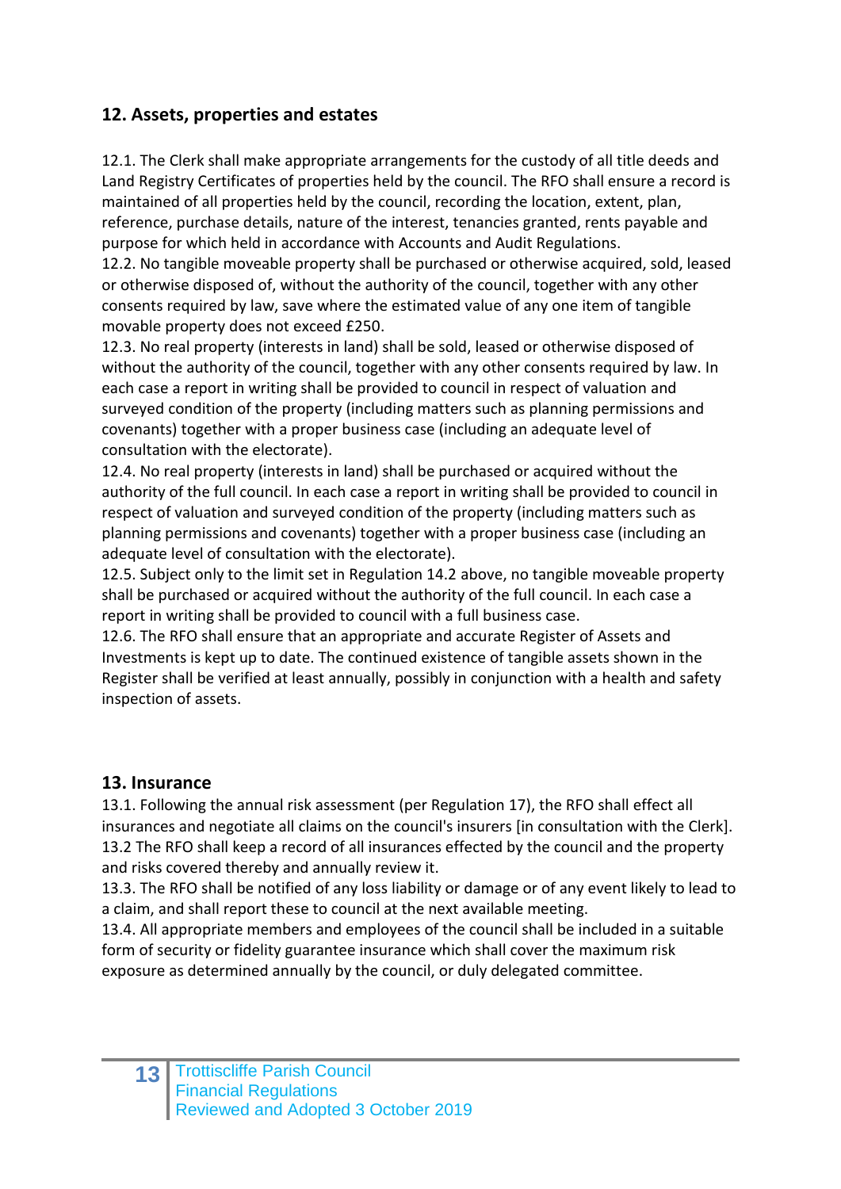## 12. Assets, properties and estates

12.1. The Clerk shall make appropriate arrangements for the custody of all title deeds and Land Registry Certificates of properties held by the council. The RFO shall ensure a record is maintained of all properties held by the council, recording the location, extent, plan, reference, purchase details, nature of the interest, tenancies granted, rents payable and purpose for which held in accordance with Accounts and Audit Regulations.
12.2. No tangible moveable property shall be purchased or otherwise acquired, sold, leased or otherwise disposed of, without the authority of the council, together with any other consents required by law, save where the estimated value of any one item of tangible movable property does not exceed £250.
12.3. No real property (interests in land) shall be sold, leased or otherwise disposed of without the authority of the council, together with any other consents required by law. In each case a report in writing shall be provided to council in respect of valuation and surveyed condition of the property (including matters such as planning permissions and covenants) together with a proper business case (including an adequate level of consultation with the electorate).
12.4. No real property (interests in land) shall be purchased or acquired without the authority of the full council. In each case a report in writing shall be provided to council in respect of valuation and surveyed condition of the property (including matters such as planning permissions and covenants) together with a proper business case (including an adequate level of consultation with the electorate).
12.5. Subject only to the limit set in Regulation 14.2 above, no tangible moveable property shall be purchased or acquired without the authority of the full council. In each case a report in writing shall be provided to council with a full business case.
12.6. The RFO shall ensure that an appropriate and accurate Register of Assets and Investments is kept up to date. The continued existence of tangible assets shown in the Register shall be verified at least annually, possibly in conjunction with a health and safety inspection of assets.

## 13. Insurance

13.1. Following the annual risk assessment (per Regulation 17), the RFO shall effect all insurances and negotiate all claims on the council's insurers [in consultation with the Clerk].
13.2 The RFO shall keep a record of all insurances effected by the council and the property and risks covered thereby and annually review it.
13.3. The RFO shall be notified of any loss liability or damage or of any event likely to lead to a claim, and shall report these to council at the next available meeting.
13.4. All appropriate members and employees of the council shall be included in a suitable form of security or fidelity guarantee insurance which shall cover the maximum risk exposure as determined annually by the council, or duly delegated committee.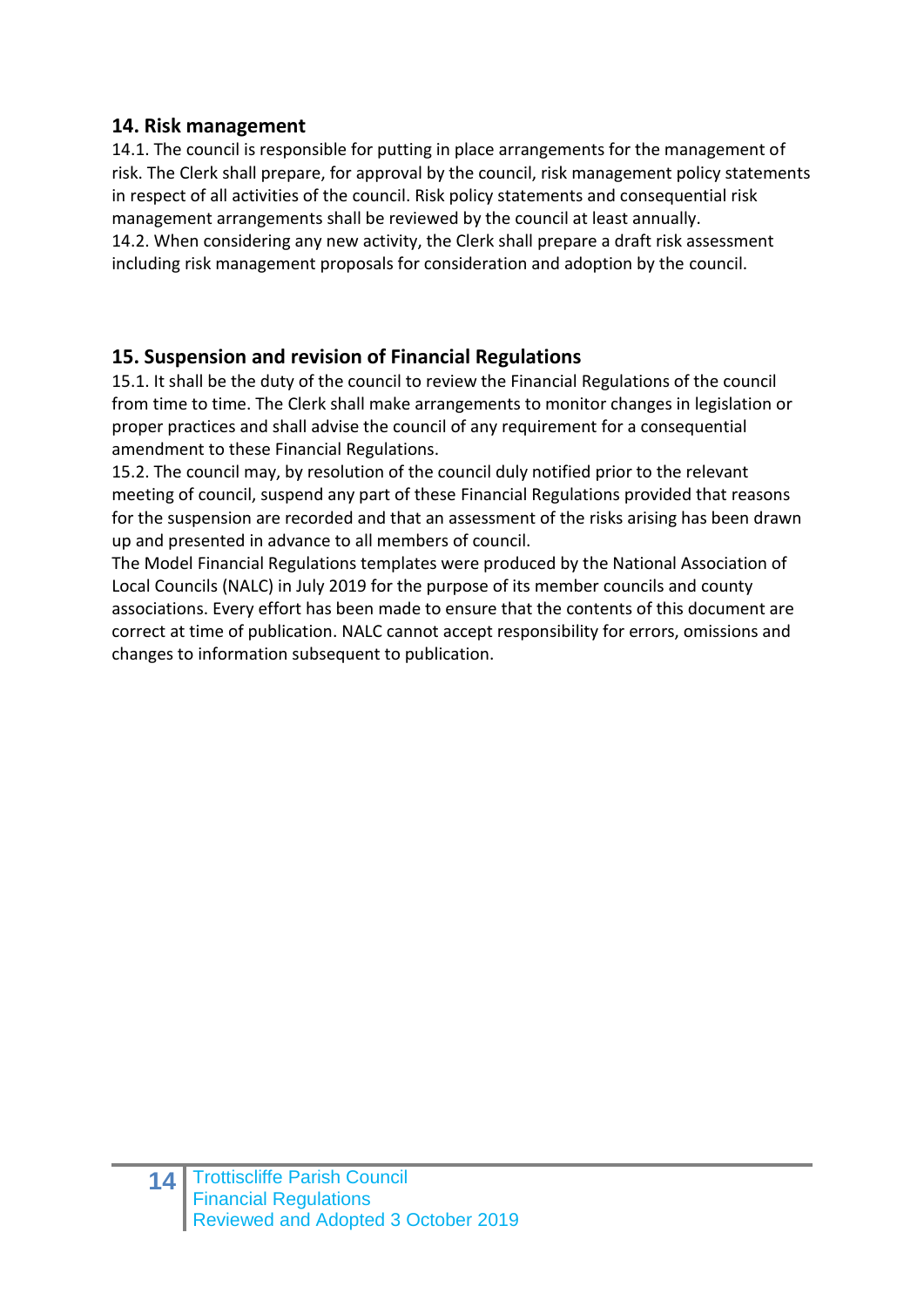## 14. Risk management

14.1. The council is responsible for putting in place arrangements for the management of risk. The Clerk shall prepare, for approval by the council, risk management policy statements in respect of all activities of the council. Risk policy statements and consequential risk management arrangements shall be reviewed by the council at least annually.
14.2. When considering any new activity, the Clerk shall prepare a draft risk assessment including risk management proposals for consideration and adoption by the council.

## 15. Suspension and revision of Financial Regulations

15.1. It shall be the duty of the council to review the Financial Regulations of the council from time to time. The Clerk shall make arrangements to monitor changes in legislation or proper practices and shall advise the council of any requirement for a consequential amendment to these Financial Regulations.
15.2. The council may, by resolution of the council duly notified prior to the relevant meeting of council, suspend any part of these Financial Regulations provided that reasons for the suspension are recorded and that an assessment of the risks arising has been drawn up and presented in advance to all members of council.
The Model Financial Regulations templates were produced by the National Association of Local Councils (NALC) in July 2019 for the purpose of its member councils and county associations. Every effort has been made to ensure that the contents of this document are correct at time of publication. NALC cannot accept responsibility for errors, omissions and changes to information subsequent to publication.